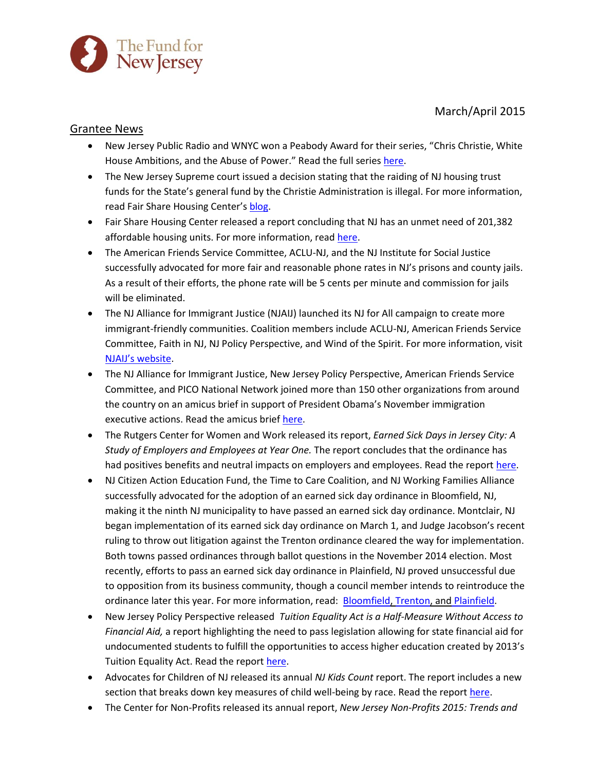The Fund for New Jersey

March/April 2015

## Grantee News

- New Jersey Public Radio and WNYC won a Peabody Award for their series, "Chris Christie, White House Ambitions, and the Abuse of Power." Read the full series here.
- The New Jersey Supreme court issued a decision stating that the raiding of NJ housing trust funds for the State's general fund by the Christie Administration is illegal. For more information, read Fair Share Housing Center's blog.
- Fair Share Housing Center released a report concluding that NJ has an unmet need of 201,382 affordable housing units. For more information, read here.
- The American Friends Service Committee, ACLU-NJ, and the NJ Institute for Social Justice successfully advocated for more fair and reasonable phone rates in NJ's prisons and county jails. As a result of their efforts, the phone rate will be 5 cents per minute and commission for jails will be eliminated.
- The NJ Alliance for Immigrant Justice (NJAIJ) launched its NJ for All campaign to create more immigrant-friendly communities. Coalition members include ACLU-NJ, American Friends Service Committee, Faith in NJ, NJ Policy Perspective, and Wind of the Spirit. For more information, visit NJAIJ's website.
- The NJ Alliance for Immigrant Justice, New Jersey Policy Perspective, American Friends Service Committee, and PICO National Network joined more than 150 other organizations from around the country on an amicus brief in support of President Obama's November immigration executive actions. Read the amicus brief here.
- The Rutgers Center for Women and Work released its report, *Earned Sick Days in Jersey City: A Study of Employers and Employees at Year One.* The report concludes that the ordinance has had positives benefits and neutral impacts on employers and employees. Read the report here.
- NJ Citizen Action Education Fund, the Time to Care Coalition, and NJ Working Families Alliance successfully advocated for the adoption of an earned sick day ordinance in Bloomfield, NJ, making it the ninth NJ municipality to have passed an earned sick day ordinance. Montclair, NJ began implementation of its earned sick day ordinance on March 1, and Judge Jacobson's recent ruling to throw out litigation against the Trenton ordinance cleared the way for implementation. Both towns passed ordinances through ballot questions in the November 2014 election. Most recently, efforts to pass an earned sick day ordinance in Plainfield, NJ proved unsuccessful due to opposition from its business community, though a council member intends to reintroduce the ordinance later this year. For more information, read: Bloomfield, Trenton, and Plainfield.
- New Jersey Policy Perspective released *Tuition Equality Act is a Half-Measure Without Access to Financial Aid,* a report highlighting the need to pass legislation allowing for state financial aid for undocumented students to fulfill the opportunities to access higher education created by 2013's Tuition Equality Act. Read the report here.
- Advocates for Children of NJ released its annual *NJ Kids Count* report. The report includes a new section that breaks down key measures of child well-being by race. Read the report here.
- The Center for Non-Profits released its annual report, *New Jersey Non-Profits 2015: Trends and*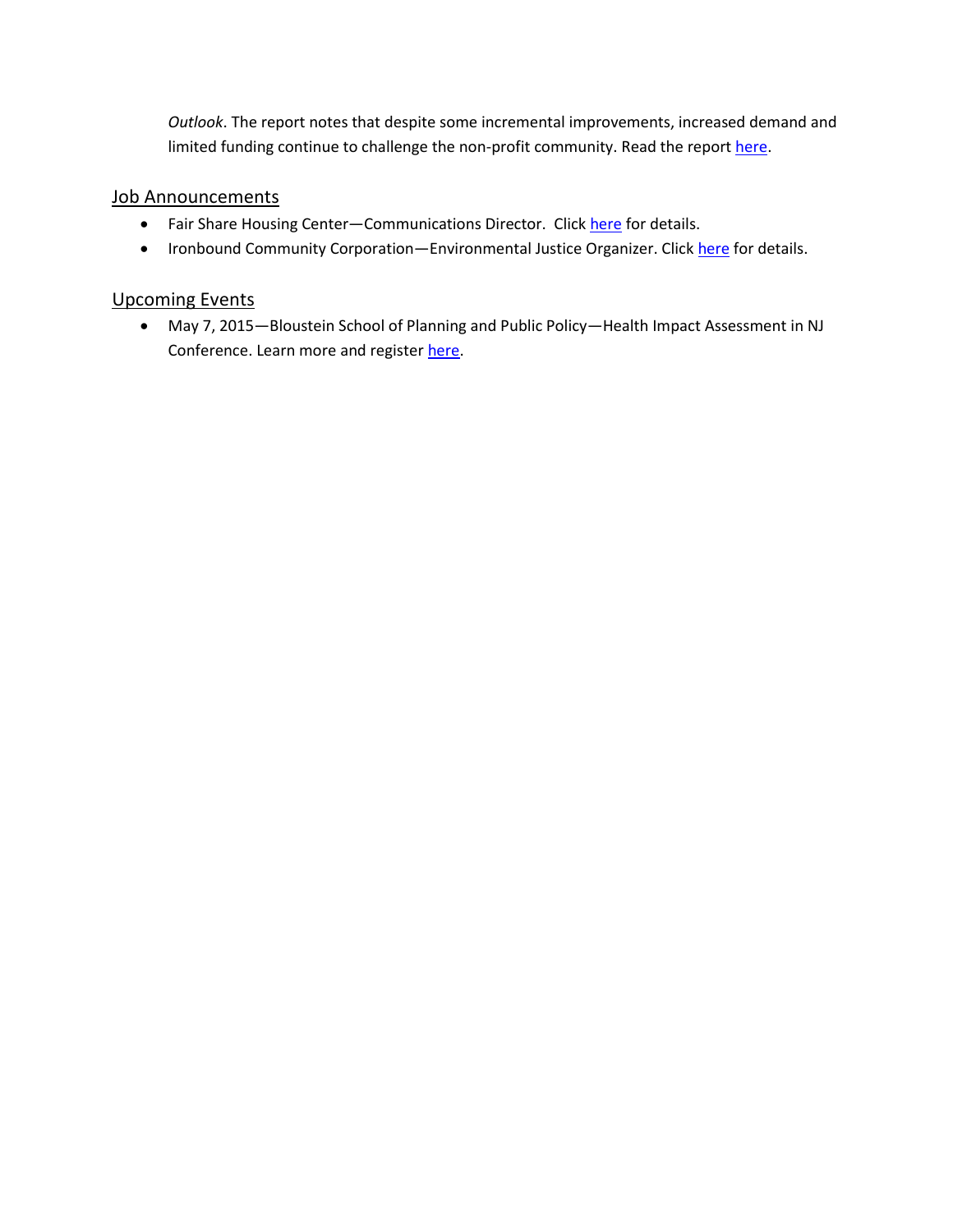*Outlook*. The report notes that despite some incremental improvements, increased demand and limited funding continue to challenge the non-profit community. Read the report here.

## Job Announcements

- Fair Share Housing Center—Communications Director. Click here for details.
- Ironbound Community Corporation—Environmental Justice Organizer. Click here for details.

## Upcoming Events

- May 7, 2015—Bloustein School of Planning and Public Policy—Health Impact Assessment in NJ Conference. Learn more and register here.